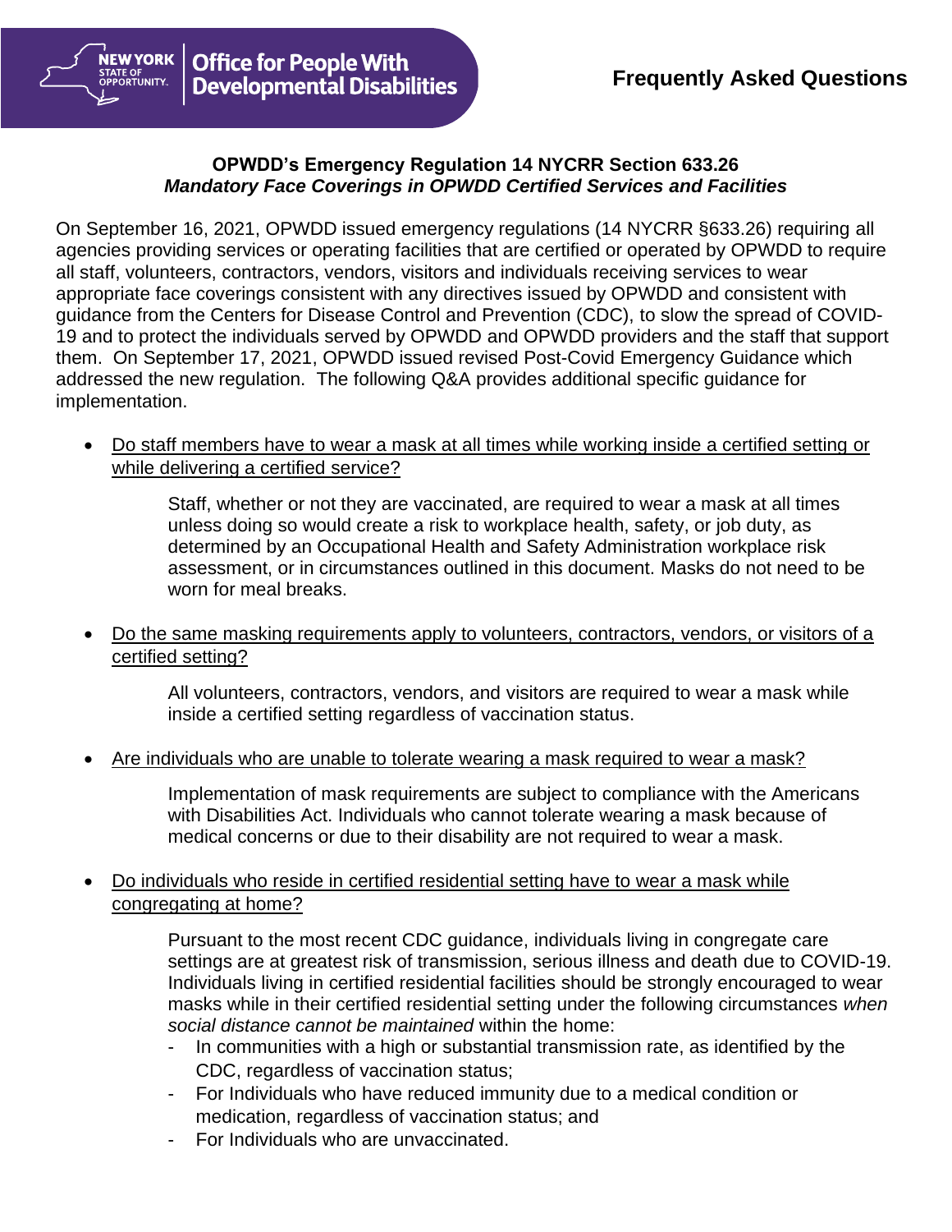Office for People With Developmental Disabilities

**Frequently Asked Questions**

## OPWDD's Emergency Regulation 14 NYCRR Section 633.26
### *Mandatory Face Coverings in OPWDD Certified Services and Facilities*

On September 16, 2021, OPWDD issued emergency regulations (14 NYCRR §633.26) requiring all agencies providing services or operating facilities that are certified or operated by OPWDD to require all staff, volunteers, contractors, vendors, visitors and individuals receiving services to wear appropriate face coverings consistent with any directives issued by OPWDD and consistent with guidance from the Centers for Disease Control and Prevention (CDC), to slow the spread of COVID-19 and to protect the individuals served by OPWDD and OPWDD providers and the staff that support them. On September 17, 2021, OPWDD issued revised Post-Covid Emergency Guidance which addressed the new regulation. The following Q&A provides additional specific guidance for implementation.

- Do staff members have to wear a mask at all times while working inside a certified setting or while delivering a certified service?

  Staff, whether or not they are vaccinated, are required to wear a mask at all times unless doing so would create a risk to workplace health, safety, or job duty, as determined by an Occupational Health and Safety Administration workplace risk assessment, or in circumstances outlined in this document. Masks do not need to be worn for meal breaks.

- Do the same masking requirements apply to volunteers, contractors, vendors, or visitors of a certified setting?

  All volunteers, contractors, vendors, and visitors are required to wear a mask while inside a certified setting regardless of vaccination status.

- Are individuals who are unable to tolerate wearing a mask required to wear a mask?

  Implementation of mask requirements are subject to compliance with the Americans with Disabilities Act. Individuals who cannot tolerate wearing a mask because of medical concerns or due to their disability are not required to wear a mask.

- Do individuals who reside in certified residential setting have to wear a mask while congregating at home?

  Pursuant to the most recent CDC guidance, individuals living in congregate care settings are at greatest risk of transmission, serious illness and death due to COVID-19. Individuals living in certified residential facilities should be strongly encouraged to wear masks while in their certified residential setting under the following circumstances *when social distance cannot be maintained* within the home:

  - In communities with a high or substantial transmission rate, as identified by the CDC, regardless of vaccination status;
  - For Individuals who have reduced immunity due to a medical condition or medication, regardless of vaccination status; and
  - For Individuals who are unvaccinated.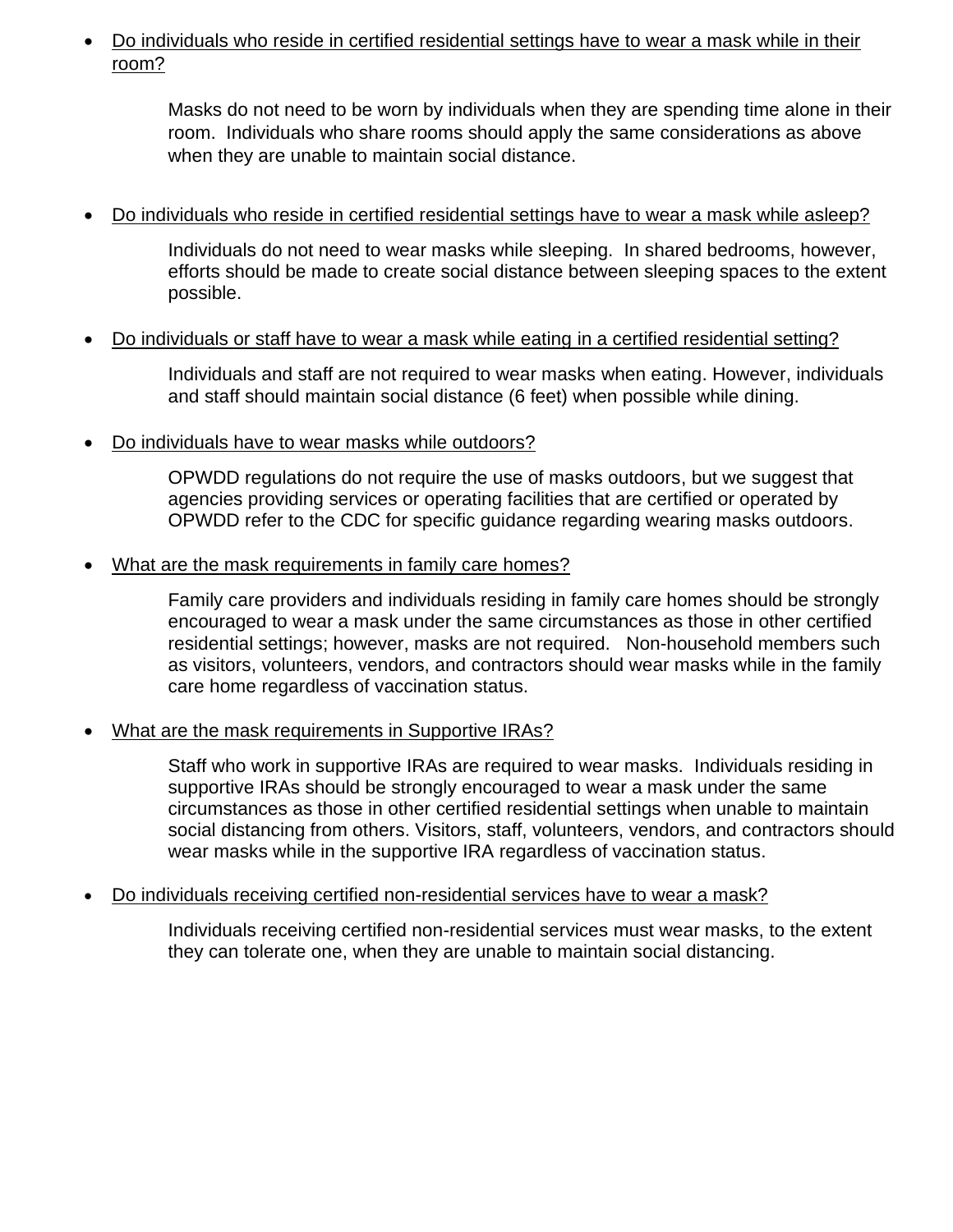- Do individuals who reside in certified residential settings have to wear a mask while in their room?

  Masks do not need to be worn by individuals when they are spending time alone in their room. Individuals who share rooms should apply the same considerations as above when they are unable to maintain social distance.

- Do individuals who reside in certified residential settings have to wear a mask while asleep?

  Individuals do not need to wear masks while sleeping. In shared bedrooms, however, efforts should be made to create social distance between sleeping spaces to the extent possible.

- Do individuals or staff have to wear a mask while eating in a certified residential setting?

  Individuals and staff are not required to wear masks when eating. However, individuals and staff should maintain social distance (6 feet) when possible while dining.

- Do individuals have to wear masks while outdoors?

  OPWDD regulations do not require the use of masks outdoors, but we suggest that agencies providing services or operating facilities that are certified or operated by OPWDD refer to the CDC for specific guidance regarding wearing masks outdoors.

- What are the mask requirements in family care homes?

  Family care providers and individuals residing in family care homes should be strongly encouraged to wear a mask under the same circumstances as those in other certified residential settings; however, masks are not required. Non-household members such as visitors, volunteers, vendors, and contractors should wear masks while in the family care home regardless of vaccination status.

- What are the mask requirements in Supportive IRAs?

  Staff who work in supportive IRAs are required to wear masks. Individuals residing in supportive IRAs should be strongly encouraged to wear a mask under the same circumstances as those in other certified residential settings when unable to maintain social distancing from others. Visitors, staff, volunteers, vendors, and contractors should wear masks while in the supportive IRA regardless of vaccination status.

- Do individuals receiving certified non-residential services have to wear a mask?

  Individuals receiving certified non-residential services must wear masks, to the extent they can tolerate one, when they are unable to maintain social distancing.